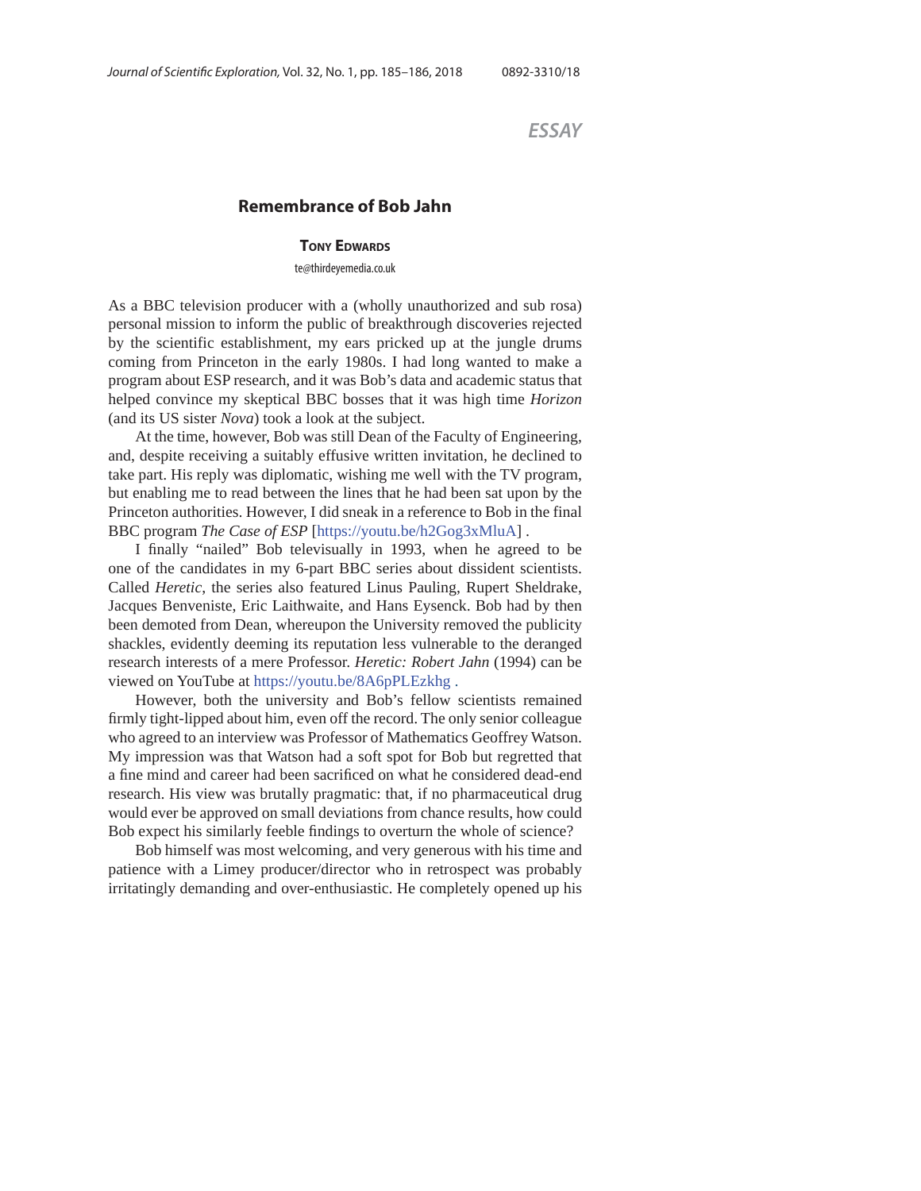*ESSAY*

# Remembrance of Bob Jahn

**Tony Edwards**

te@thirdeyemedia.co.uk

As a BBC television producer with a (wholly unauthorized and sub rosa) personal mission to inform the public of breakthrough discoveries rejected by the scientific establishment, my ears pricked up at the jungle drums coming from Princeton in the early 1980s. I had long wanted to make a program about ESP research, and it was Bob's data and academic status that helped convince my skeptical BBC bosses that it was high time *Horizon* (and its US sister *Nova*) took a look at the subject.

At the time, however, Bob was still Dean of the Faculty of Engineering, and, despite receiving a suitably effusive written invitation, he declined to take part. His reply was diplomatic, wishing me well with the TV program, but enabling me to read between the lines that he had been sat upon by the Princeton authorities. However, I did sneak in a reference to Bob in the final BBC program *The Case of ESP* [https://youtu.be/h2Gog3xMluA] .

I finally "nailed" Bob televisually in 1993, when he agreed to be one of the candidates in my 6-part BBC series about dissident scientists. Called *Heretic*, the series also featured Linus Pauling, Rupert Sheldrake, Jacques Benveniste, Eric Laithwaite, and Hans Eysenck. Bob had by then been demoted from Dean, whereupon the University removed the publicity shackles, evidently deeming its reputation less vulnerable to the deranged research interests of a mere Professor. *Heretic: Robert Jahn* (1994) can be viewed on YouTube at https://youtu.be/8A6pPLEzkhg .

However, both the university and Bob's fellow scientists remained firmly tight-lipped about him, even off the record. The only senior colleague who agreed to an interview was Professor of Mathematics Geoffrey Watson. My impression was that Watson had a soft spot for Bob but regretted that a fine mind and career had been sacrificed on what he considered dead-end research. His view was brutally pragmatic: that, if no pharmaceutical drug would ever be approved on small deviations from chance results, how could Bob expect his similarly feeble findings to overturn the whole of science?

Bob himself was most welcoming, and very generous with his time and patience with a Limey producer/director who in retrospect was probably irritatingly demanding and over-enthusiastic. He completely opened up his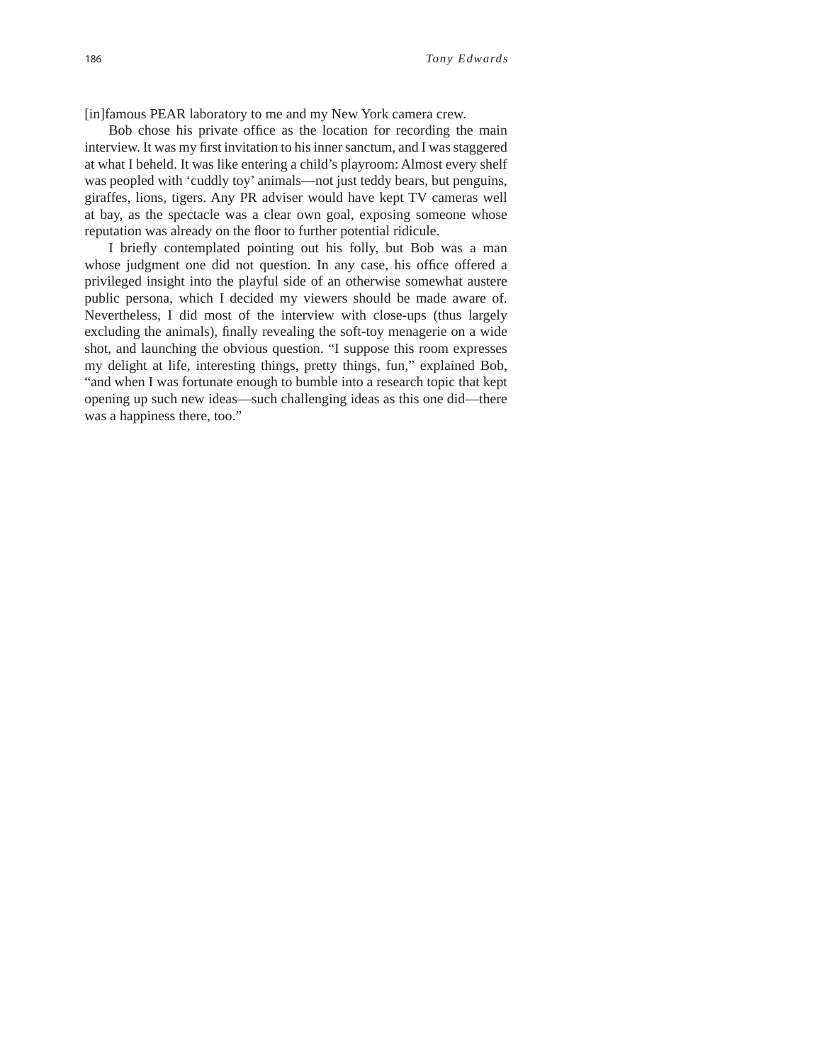[in]famous PEAR laboratory to me and my New York camera crew.

Bob chose his private office as the location for recording the main interview. It was my first invitation to his inner sanctum, and I was staggered at what I beheld. It was like entering a child's playroom: Almost every shelf was peopled with 'cuddly toy' animals—not just teddy bears, but penguins, giraffes, lions, tigers. Any PR adviser would have kept TV cameras well at bay, as the spectacle was a clear own goal, exposing someone whose reputation was already on the floor to further potential ridicule.

I briefly contemplated pointing out his folly, but Bob was a man whose judgment one did not question. In any case, his office offered a privileged insight into the playful side of an otherwise somewhat austere public persona, which I decided my viewers should be made aware of. Nevertheless, I did most of the interview with close-ups (thus largely excluding the animals), finally revealing the soft-toy menagerie on a wide shot, and launching the obvious question. "I suppose this room expresses my delight at life, interesting things, pretty things, fun," explained Bob, "and when I was fortunate enough to bumble into a research topic that kept opening up such new ideas—such challenging ideas as this one did—there was a happiness there, too."